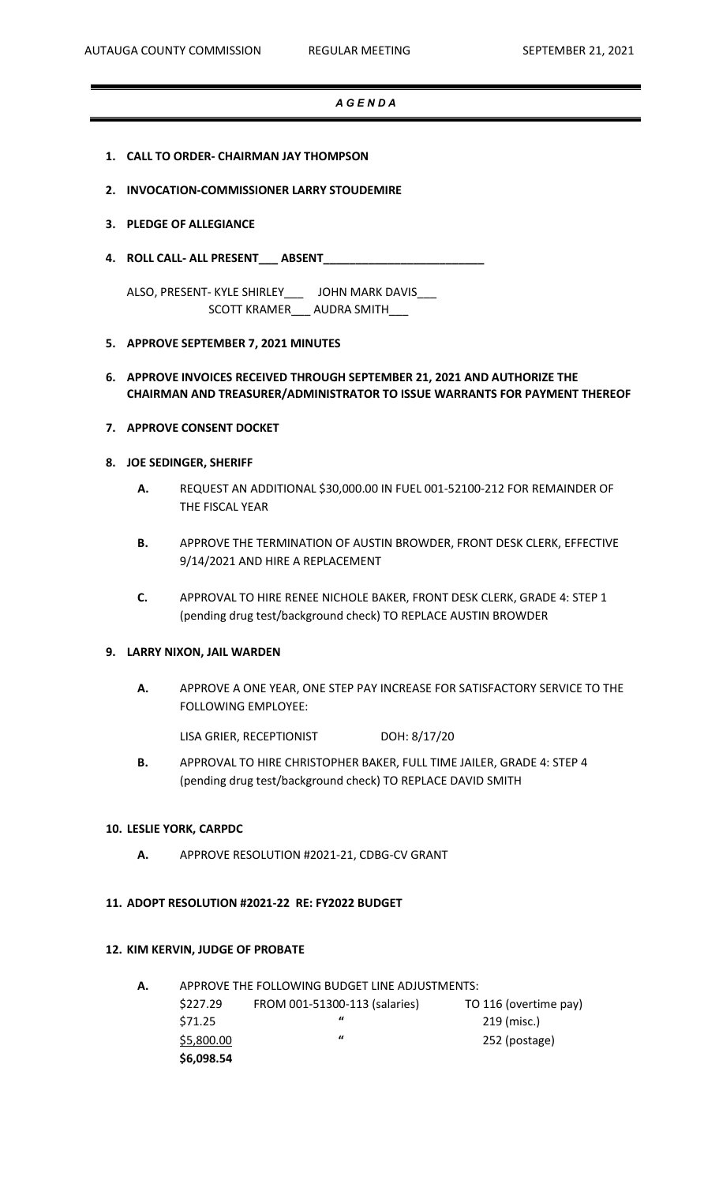# *A G E N D A*

1. **CALL TO ORDER- CHAIRMAN JAY THOMPSON**

2. **INVOCATION-COMMISSIONER LARRY STOUDEMIRE**

3. **PLEDGE OF ALLEGIANCE**

4. **ROLL CALL- ALL PRESENT___ ABSENT_________________________**

   ALSO, PRESENT- KYLE SHIRLEY___ JOHN MARK DAVIS___
   SCOTT KRAMER___ AUDRA SMITH___

5. **APPROVE SEPTEMBER 7, 2021 MINUTES**

6. **APPROVE INVOICES RECEIVED THROUGH SEPTEMBER 21, 2021 AND AUTHORIZE THE CHAIRMAN AND TREASURER/ADMINISTRATOR TO ISSUE WARRANTS FOR PAYMENT THEREOF**

7. **APPROVE CONSENT DOCKET**

8. **JOE SEDINGER, SHERIFF**

   **A.** REQUEST AN ADDITIONAL $30,000.00 IN FUEL 001-52100-212 FOR REMAINDER OF THE FISCAL YEAR

   **B.** APPROVE THE TERMINATION OF AUSTIN BROWDER, FRONT DESK CLERK, EFFECTIVE 9/14/2021 AND HIRE A REPLACEMENT

   **C.** APPROVAL TO HIRE RENEE NICHOLE BAKER, FRONT DESK CLERK, GRADE 4: STEP 1 (pending drug test/background check) TO REPLACE AUSTIN BROWDER

9. **LARRY NIXON, JAIL WARDEN**

   **A.** APPROVE A ONE YEAR, ONE STEP PAY INCREASE FOR SATISFACTORY SERVICE TO THE FOLLOWING EMPLOYEE:

   LISA GRIER, RECEPTIONIST DOH: 8/17/20

   **B.** APPROVAL TO HIRE CHRISTOPHER BAKER, FULL TIME JAILER, GRADE 4: STEP 4 (pending drug test/background check) TO REPLACE DAVID SMITH

10. **LESLIE YORK, CARPDC**

    **A.** APPROVE RESOLUTION #2021-21, CDBG-CV GRANT

11. **ADOPT RESOLUTION #2021-22 RE: FY2022 BUDGET**

12. **KIM KERVIN, JUDGE OF PROBATE**

    **A.** APPROVE THE FOLLOWING BUDGET LINE ADJUSTMENTS:

| | | |
|---|---|---|
| $227.29 | FROM 001-51300-113 (salaries) | TO 116 (overtime pay) |
| $71.25 | " | 219 (misc.) |
| $5,800.00 | " | 252 (postage) |
| **$6,098.54** | | |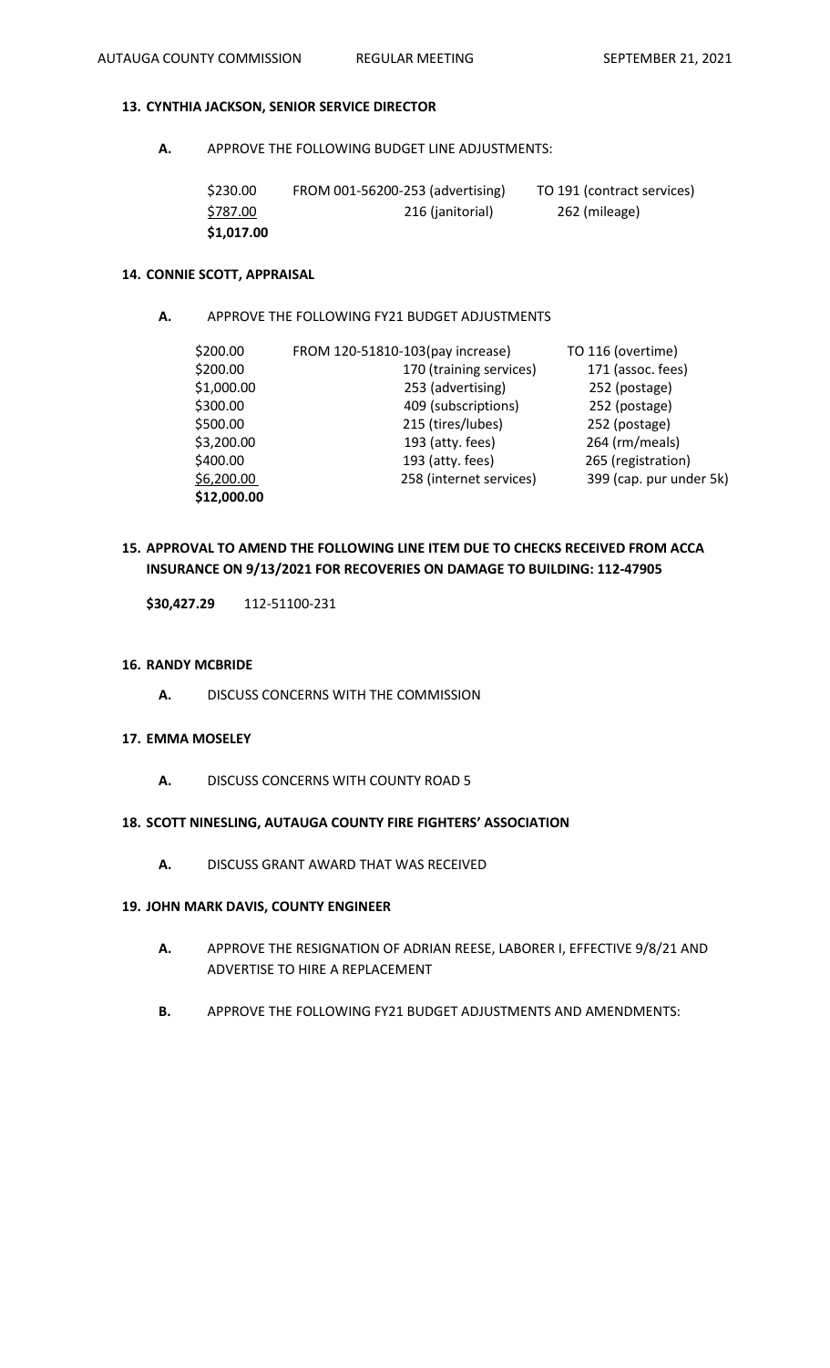**13. CYNTHIA JACKSON, SENIOR SERVICE DIRECTOR**

**A.** APPROVE THE FOLLOWING BUDGET LINE ADJUSTMENTS:

| | | |
|---|---|---|
| $230.00 | FROM 001-56200-253 (advertising) | TO 191 (contract services) |
| $787.00 | 216 (janitorial) | 262 (mileage) |
| **$1,017.00** | | |

**14. CONNIE SCOTT, APPRAISAL**

**A.** APPROVE THE FOLLOWING FY21 BUDGET ADJUSTMENTS

| | | |
|---|---|---|
| $200.00 | FROM 120-51810-103(pay increase) | TO 116 (overtime) |
| $200.00 | 170 (training services) | 171 (assoc. fees) |
| $1,000.00 | 253 (advertising) | 252 (postage) |
| $300.00 | 409 (subscriptions) | 252 (postage) |
| $500.00 | 215 (tires/lubes) | 252 (postage) |
| $3,200.00 | 193 (atty. fees) | 264 (rm/meals) |
| $400.00 | 193 (atty. fees) | 265 (registration) |
| $6,200.00 | 258 (internet services) | 399 (cap. pur under 5k) |
| **$12,000.00** | | |

**15. APPROVAL TO AMEND THE FOLLOWING LINE ITEM DUE TO CHECKS RECEIVED FROM ACCA INSURANCE ON 9/13/2021 FOR RECOVERIES ON DAMAGE TO BUILDING: 112-47905**

**$30,427.29** 112-51100-231

**16. RANDY MCBRIDE**

**A.** DISCUSS CONCERNS WITH THE COMMISSION

**17. EMMA MOSELEY**

**A.** DISCUSS CONCERNS WITH COUNTY ROAD 5

**18. SCOTT NINESLING, AUTAUGA COUNTY FIRE FIGHTERS' ASSOCIATION**

**A.** DISCUSS GRANT AWARD THAT WAS RECEIVED

**19. JOHN MARK DAVIS, COUNTY ENGINEER**

**A.** APPROVE THE RESIGNATION OF ADRIAN REESE, LABORER I, EFFECTIVE 9/8/21 AND ADVERTISE TO HIRE A REPLACEMENT

**B.** APPROVE THE FOLLOWING FY21 BUDGET ADJUSTMENTS AND AMENDMENTS: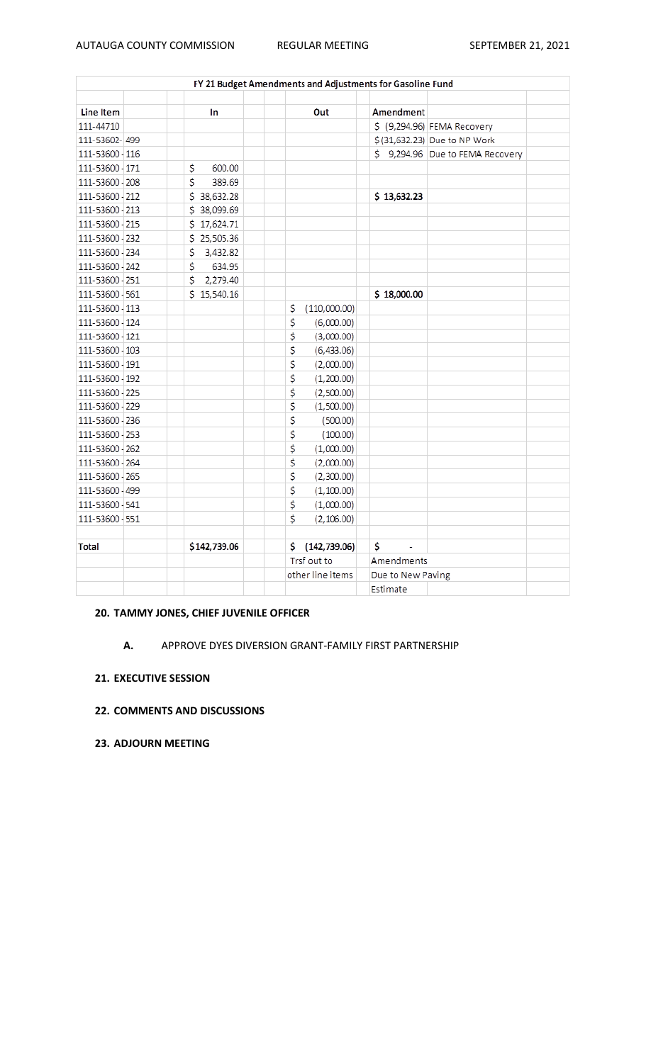**FY 21 Budget Amendments and Adjustments for Gasoline Fund**

| Line Item | In | Out | Amendment | |
|---|---|---|---|---|
| 111-44710 | | | $ (9,294.96) | FEMA Recovery |
| 111-53602- 499 | | | $(31,632.23) | Due to NP Work |
| 111-53600 - 116 | | | $ 9,294.96 | Due to FEMA Recovery |
| 111-53600 - 171 | $ 600.00 | | | |
| 111-53600 - 208 | $ 389.69 | | | |
| 111-53600 - 212 | $ 38,632.28 | | **$ 13,632.23** | |
| 111-53600 - 213 | $ 38,099.69 | | | |
| 111-53600 - 215 | $ 17,624.71 | | | |
| 111-53600 - 232 | $ 25,505.36 | | | |
| 111-53600 - 234 | $ 3,432.82 | | | |
| 111-53600 - 242 | $ 634.95 | | | |
| 111-53600 - 251 | $ 2,279.40 | | | |
| 111-53600 - 561 | $ 15,540.16 | | **$ 18,000.00** | |
| 111-53600 - 113 | | $ (110,000.00) | | |
| 111-53600 - 124 | | $ (6,000.00) | | |
| 111-53600 - 121 | | $ (3,000.00) | | |
| 111-53600 - 103 | | $ (6,433.06) | | |
| 111-53600 - 191 | | $ (2,000.00) | | |
| 111-53600 - 192 | | $ (1,200.00) | | |
| 111-53600 - 225 | | $ (2,500.00) | | |
| 111-53600 - 229 | | $ (1,500.00) | | |
| 111-53600 - 236 | | $ (500.00) | | |
| 111-53600 - 253 | | $ (100.00) | | |
| 111-53600 - 262 | | $ (1,000.00) | | |
| 111-53600 - 264 | | $ (2,000.00) | | |
| 111-53600 - 265 | | $ (2,300.00) | | |
| 111-53600 - 499 | | $ (1,100.00) | | |
| 111-53600 - 541 | | $ (1,000.00) | | |
| 111-53600 - 551 | | $ (2,106.00) | | |
| | | | | |
| **Total** | **$142,739.06** | **$ (142,739.06)** | **$ -** | |
| | | Trsf out to other line items | Amendments Due to New Paving Estimate | |

**20. TAMMY JONES, CHIEF JUVENILE OFFICER**

**A.** APPROVE DYES DIVERSION GRANT-FAMILY FIRST PARTNERSHIP

**21. EXECUTIVE SESSION**

**22. COMMENTS AND DISCUSSIONS**

**23. ADJOURN MEETING**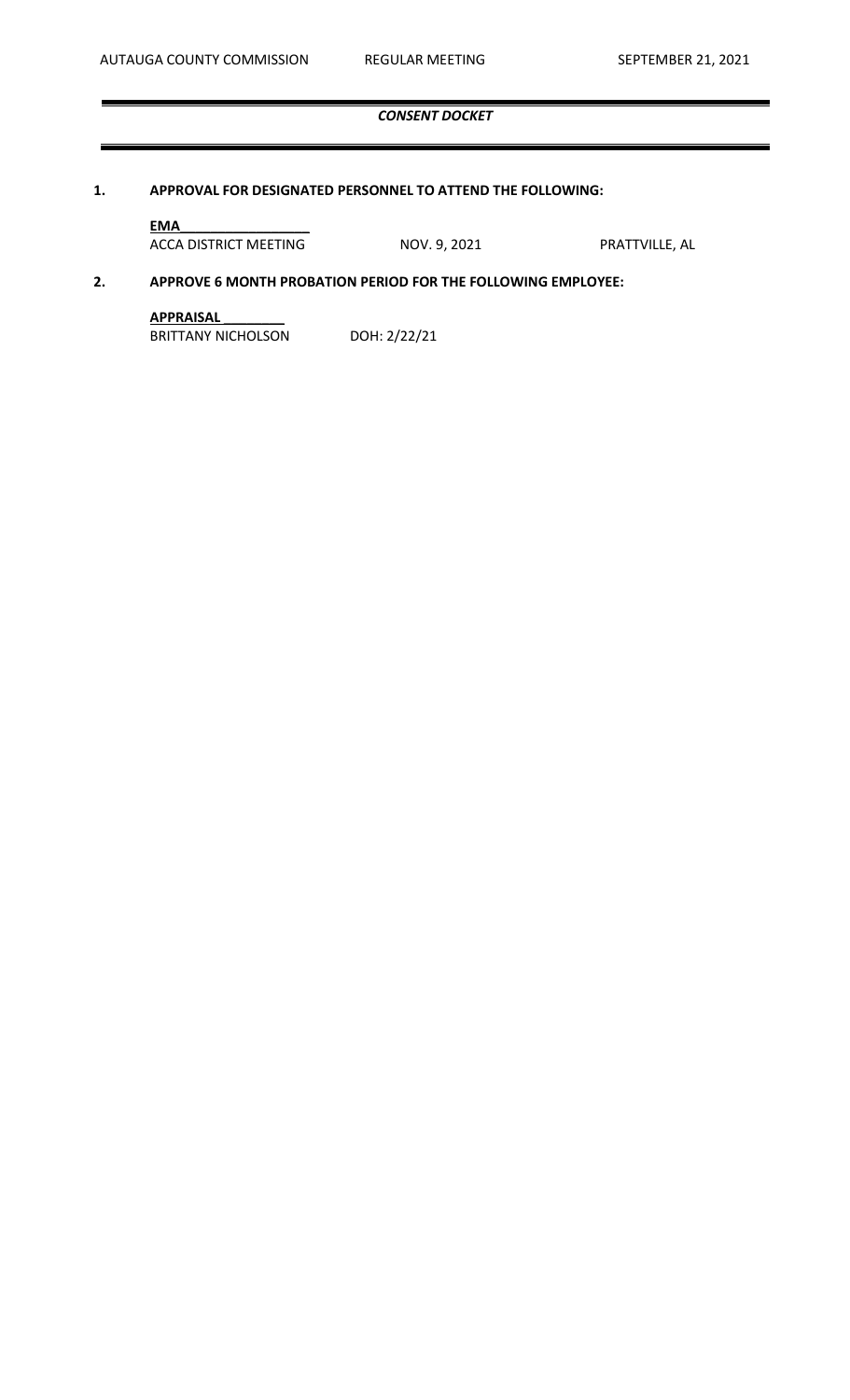## *CONSENT DOCKET*

**1. APPROVAL FOR DESIGNATED PERSONNEL TO ATTEND THE FOLLOWING:**

**EMA**

| | | |
|---|---|---|
| ACCA DISTRICT MEETING | NOV. 9, 2021 | PRATTVILLE, AL |

**2. APPROVE 6 MONTH PROBATION PERIOD FOR THE FOLLOWING EMPLOYEE:**

**APPRAISAL**

| | |
|---|---|
| BRITTANY NICHOLSON | DOH: 2/22/21 |